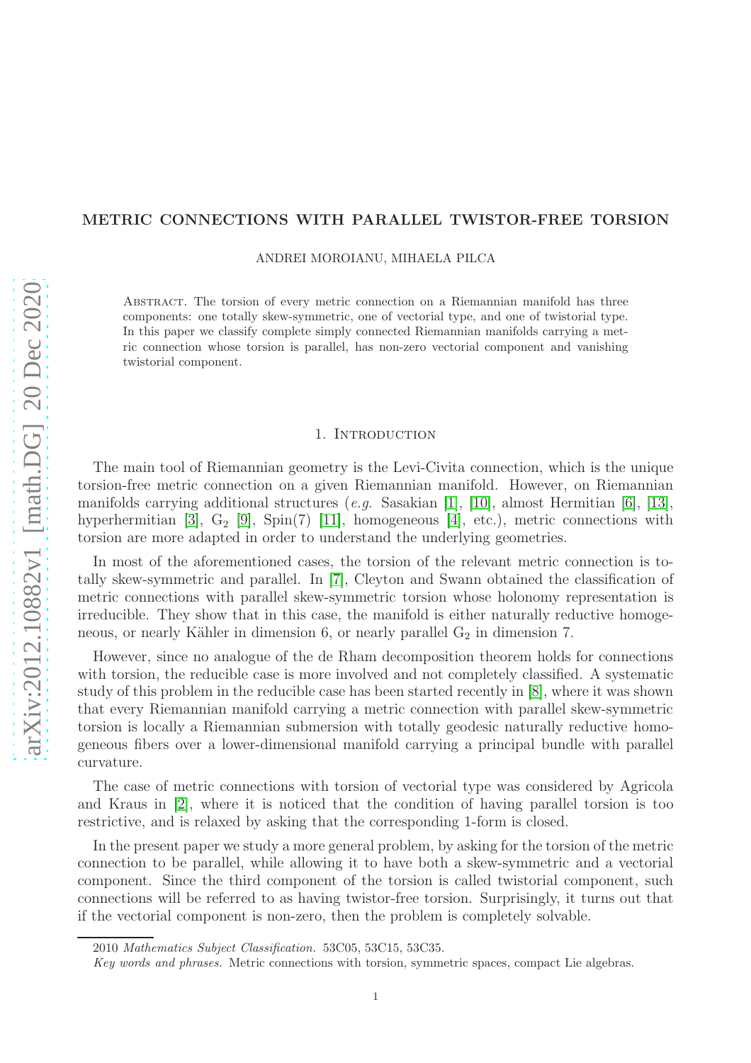# METRIC CONNECTIONS WITH PARALLEL TWISTOR-FREE TORSION

ANDREI MOROIANU, MIHAELA PILCA

Abstract. The torsion of every metric connection on a Riemannian manifold has three components: one totally skew-symmetric, one of vectorial type, and one of twistorial type. In this paper we classify complete simply connected Riemannian manifolds carrying a metric connection whose torsion is parallel, has non-zero vectorial component and vanishing twistorial component.

## 1. Introduction

The main tool of Riemannian geometry is the Levi-Civita connection, which is the unique torsion-free metric connection on a given Riemannian manifold. However, on Riemannian manifolds carrying additional structures (*e.g.* Sasakian [1], [10], almost Hermitian [6], [13], hyperhermitian [3], $G_2$ [9], Spin(7) [11], homogeneous [4], etc.), metric connections with torsion are more adapted in order to understand the underlying geometries.

In most of the aforementioned cases, the torsion of the relevant metric connection is totally skew-symmetric and parallel. In [7], Cleyton and Swann obtained the classification of metric connections with parallel skew-symmetric torsion whose holonomy representation is irreducible. They show that in this case, the manifold is either naturally reductive homogeneous, or nearly Kähler in dimension 6, or nearly parallel $G_2$ in dimension 7.

However, since no analogue of the de Rham decomposition theorem holds for connections with torsion, the reducible case is more involved and not completely classified. A systematic study of this problem in the reducible case has been started recently in [8], where it was shown that every Riemannian manifold carrying a metric connection with parallel skew-symmetric torsion is locally a Riemannian submersion with totally geodesic naturally reductive homogeneous fibers over a lower-dimensional manifold carrying a principal bundle with parallel curvature.

The case of metric connections with torsion of vectorial type was considered by Agricola and Kraus in [2], where it is noticed that the condition of having parallel torsion is too restrictive, and is relaxed by asking that the corresponding 1-form is closed.

In the present paper we study a more general problem, by asking for the torsion of the metric connection to be parallel, while allowing it to have both a skew-symmetric and a vectorial component. Since the third component of the torsion is called twistorial component, such connections will be referred to as having twistor-free torsion. Surprisingly, it turns out that if the vectorial component is non-zero, then the problem is completely solvable.

2010 *Mathematics Subject Classification.* 53C05, 53C15, 53C35.

*Key words and phrases.* Metric connections with torsion, symmetric spaces, compact Lie algebras.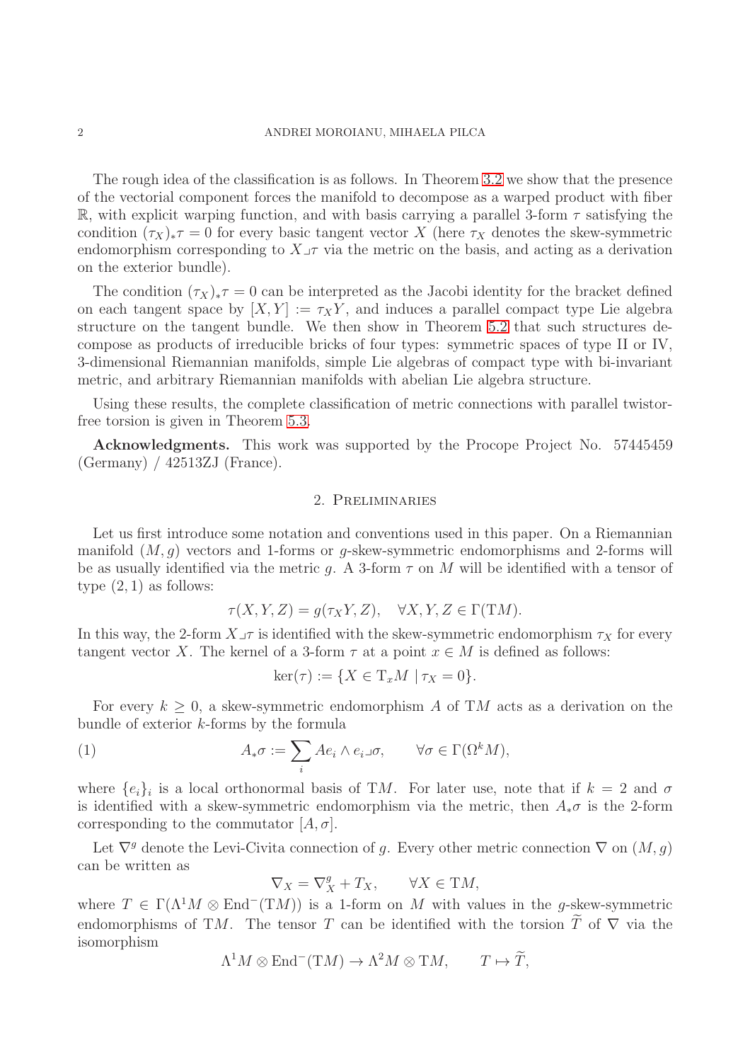The rough idea of the classification is as follows. In Theorem 3.2 we show that the presence of the vectorial component forces the manifold to decompose as a warped product with fiber $\mathbb{R}$, with explicit warping function, and with basis carrying a parallel 3-form $\tau$ satisfying the condition $(\tau_X)_*\tau = 0$ for every basic tangent vector $X$ (here $\tau_X$ denotes the skew-symmetric endomorphism corresponding to $X \lrcorner \tau$ via the metric on the basis, and acting as a derivation on the exterior bundle).

The condition $(\tau_X)_*\tau = 0$ can be interpreted as the Jacobi identity for the bracket defined on each tangent space by $[X, Y] := \tau_X Y$, and induces a parallel compact type Lie algebra structure on the tangent bundle. We then show in Theorem 5.2 that such structures decompose as products of irreducible bricks of four types: symmetric spaces of type II or IV, 3-dimensional Riemannian manifolds, simple Lie algebras of compact type with bi-invariant metric, and arbitrary Riemannian manifolds with abelian Lie algebra structure.

Using these results, the complete classification of metric connections with parallel twistor-free torsion is given in Theorem 5.3.

**Acknowledgments.** This work was supported by the Procope Project No. 57445459 (Germany) / 42513ZJ (France).

## 2. Preliminaries

Let us first introduce some notation and conventions used in this paper. On a Riemannian manifold $(M, g)$ vectors and 1-forms or $g$-skew-symmetric endomorphisms and 2-forms will be as usually identified via the metric $g$. A 3-form $\tau$ on $M$ will be identified with a tensor of type $(2, 1)$ as follows:

$$\tau(X, Y, Z) = g(\tau_X Y, Z), \quad \forall X, Y, Z \in \Gamma(\mathrm{T}M).$$

In this way, the 2-form $X \lrcorner \tau$ is identified with the skew-symmetric endomorphism $\tau_X$ for every tangent vector $X$. The kernel of a 3-form $\tau$ at a point $x \in M$ is defined as follows:

$$\ker(\tau) := \{X \in \mathrm{T}_x M \mid \tau_X = 0\}.$$

For every $k \geq 0$, a skew-symmetric endomorphism $A$ of $\mathrm{T}M$ acts as a derivation on the bundle of exterior $k$-forms by the formula

$$A_*\sigma := \sum_i Ae_i \wedge e_i \lrcorner \sigma, \qquad \forall \sigma \in \Gamma(\Omega^k M), \tag{1}$$

where $\{e_i\}_i$ is a local orthonormal basis of $\mathrm{T}M$. For later use, note that if $k = 2$ and $\sigma$ is identified with a skew-symmetric endomorphism via the metric, then $A_*\sigma$ is the 2-form corresponding to the commutator $[A, \sigma]$.

Let $\nabla^g$ denote the Levi-Civita connection of $g$. Every other metric connection $\nabla$ on $(M, g)$ can be written as

$$\nabla_X = \nabla^g_X + T_X, \qquad \forall X \in \mathrm{T}M,$$

where $T \in \Gamma(\Lambda^1 M \otimes \mathrm{End}^-(\mathrm{T}M))$ is a 1-form on $M$ with values in the $g$-skew-symmetric endomorphisms of $\mathrm{T}M$. The tensor $T$ can be identified with the torsion $\widetilde{T}$ of $\nabla$ via the isomorphism

$$\Lambda^1 M \otimes \mathrm{End}^-(\mathrm{T}M) \to \Lambda^2 M \otimes \mathrm{T}M, \qquad T \mapsto \widetilde{T},$$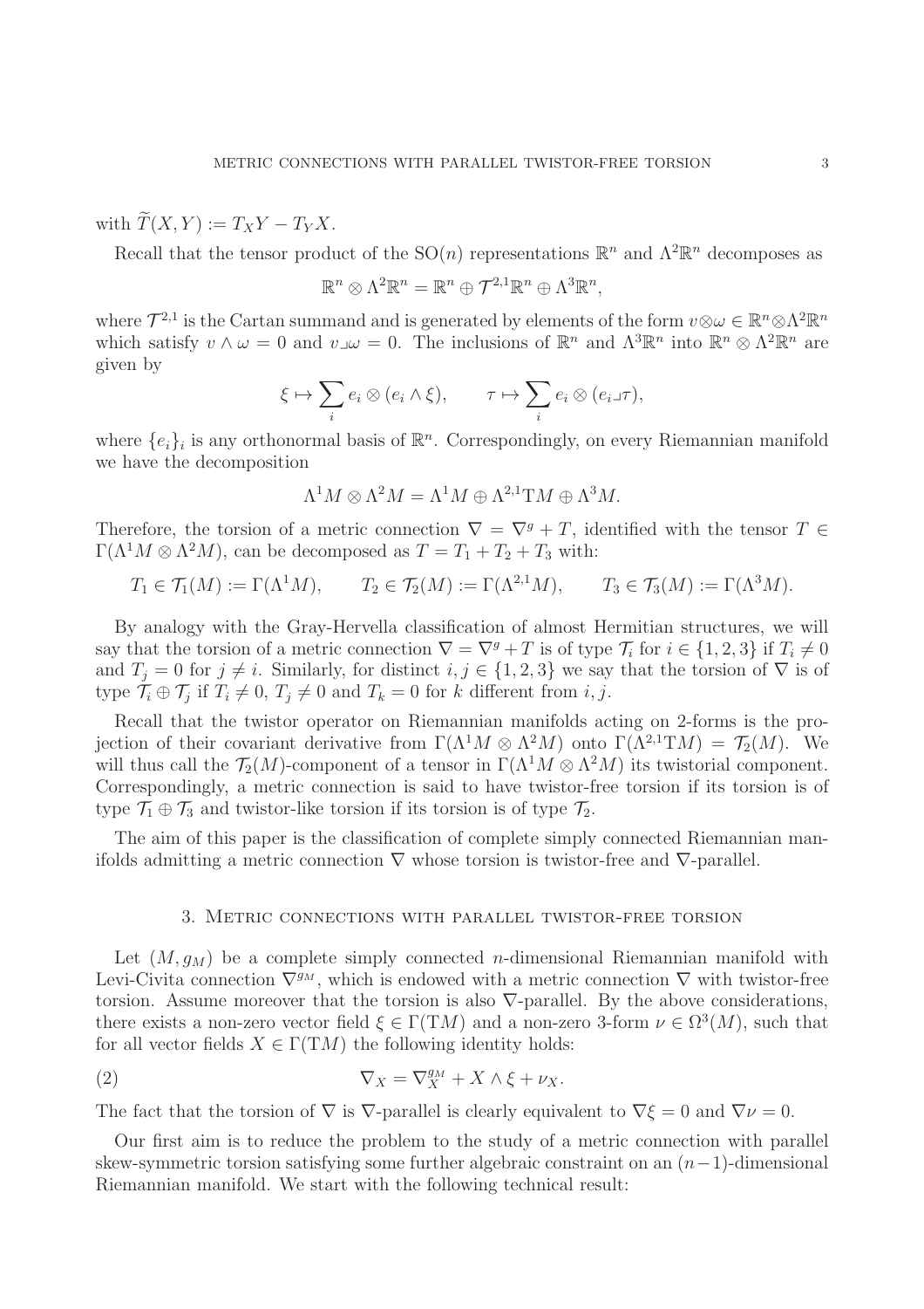with $\widetilde{T}(X,Y) := T_X Y - T_Y X$.

Recall that the tensor product of the $\mathrm{SO}(n)$ representations $\mathbb{R}^n$ and $\Lambda^2\mathbb{R}^n$ decomposes as

$$\mathbb{R}^n \otimes \Lambda^2\mathbb{R}^n = \mathbb{R}^n \oplus \mathcal{T}^{2,1}\mathbb{R}^n \oplus \Lambda^3\mathbb{R}^n,$$

where $\mathcal{T}^{2,1}$ is the Cartan summand and is generated by elements of the form $v\otimes\omega \in \mathbb{R}^n\otimes\Lambda^2\mathbb{R}^n$ which satisfy $v\wedge\omega = 0$ and $v \lrcorner \omega = 0$. The inclusions of $\mathbb{R}^n$ and $\Lambda^3\mathbb{R}^n$ into $\mathbb{R}^n\otimes\Lambda^2\mathbb{R}^n$ are given by

$$\xi \mapsto \sum_i e_i \otimes (e_i \wedge \xi), \qquad \tau \mapsto \sum_i e_i \otimes (e_i \lrcorner \tau),$$

where $\{e_i\}_i$ is any orthonormal basis of $\mathbb{R}^n$. Correspondingly, on every Riemannian manifold we have the decomposition

$$\Lambda^1 M \otimes \Lambda^2 M = \Lambda^1 M \oplus \Lambda^{2,1}\mathrm{T}M \oplus \Lambda^3 M.$$

Therefore, the torsion of a metric connection $\nabla = \nabla^g + T$, identified with the tensor $T \in \Gamma(\Lambda^1 M \otimes \Lambda^2 M)$, can be decomposed as $T = T_1 + T_2 + T_3$ with:

$$T_1 \in \mathcal{T}_1(M) := \Gamma(\Lambda^1 M), \qquad T_2 \in \mathcal{T}_2(M) := \Gamma(\Lambda^{2,1} M), \qquad T_3 \in \mathcal{T}_3(M) := \Gamma(\Lambda^3 M).$$

By analogy with the Gray-Hervella classification of almost Hermitian structures, we will say that the torsion of a metric connection $\nabla = \nabla^g + T$ is of type $\mathcal{T}_i$ for $i \in \{1,2,3\}$ if $T_i \neq 0$ and $T_j = 0$ for $j \neq i$. Similarly, for distinct $i,j \in \{1,2,3\}$ we say that the torsion of $\nabla$ is of type $\mathcal{T}_i \oplus \mathcal{T}_j$ if $T_i \neq 0$, $T_j \neq 0$ and $T_k = 0$ for $k$ different from $i,j$.

Recall that the twistor operator on Riemannian manifolds acting on 2-forms is the projection of their covariant derivative from $\Gamma(\Lambda^1 M \otimes \Lambda^2 M)$ onto $\Gamma(\Lambda^{2,1}\mathrm{T}M) = \mathcal{T}_2(M)$. We will thus call the $\mathcal{T}_2(M)$-component of a tensor in $\Gamma(\Lambda^1 M \otimes \Lambda^2 M)$ its twistorial component. Correspondingly, a metric connection is said to have twistor-free torsion if its torsion is of type $\mathcal{T}_1 \oplus \mathcal{T}_3$ and twistor-like torsion if its torsion is of type $\mathcal{T}_2$.

The aim of this paper is the classification of complete simply connected Riemannian manifolds admitting a metric connection $\nabla$ whose torsion is twistor-free and $\nabla$-parallel.

## 3. Metric connections with parallel twistor-free torsion

Let $(M, g_M)$ be a complete simply connected $n$-dimensional Riemannian manifold with Levi-Civita connection $\nabla^{g_M}$, which is endowed with a metric connection $\nabla$ with twistor-free torsion. Assume moreover that the torsion is also $\nabla$-parallel. By the above considerations, there exists a non-zero vector field $\xi \in \Gamma(\mathrm{T}M)$ and a non-zero 3-form $\nu \in \Omega^3(M)$, such that for all vector fields $X \in \Gamma(\mathrm{T}M)$ the following identity holds:

$$\nabla_X = \nabla^{g_M}_X + X \wedge \xi + \nu_X. \tag{2}$$

The fact that the torsion of $\nabla$ is $\nabla$-parallel is clearly equivalent to $\nabla\xi = 0$ and $\nabla\nu = 0$.

Our first aim is to reduce the problem to the study of a metric connection with parallel skew-symmetric torsion satisfying some further algebraic constraint on an $(n-1)$-dimensional Riemannian manifold. We start with the following technical result: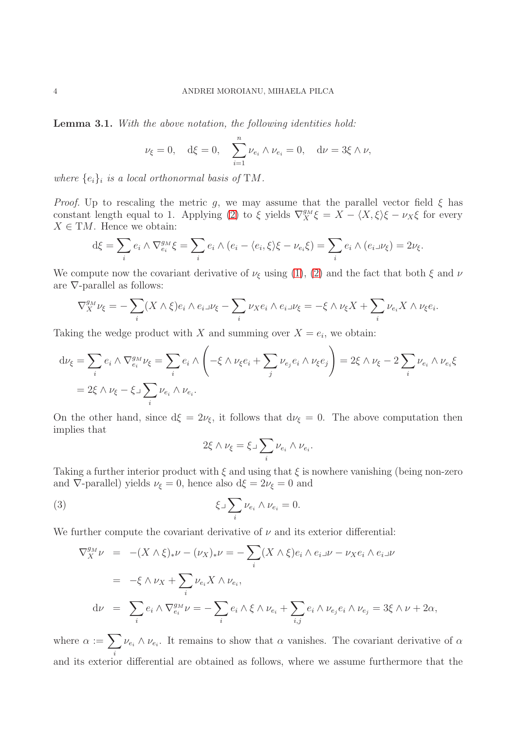**Lemma 3.1.** *With the above notation, the following identities hold:*

$$\nu_\xi = 0, \quad \mathrm{d}\xi = 0, \quad \sum_{i=1}^{n} \nu_{e_i} \wedge \nu_{e_i} = 0, \quad \mathrm{d}\nu = 3\xi \wedge \nu,$$

*where $\{e_i\}_i$ is a local orthonormal basis of* $\mathrm{T}M$.

*Proof.* Up to rescaling the metric $g$, we may assume that the parallel vector field $\xi$ has constant length equal to 1. Applying (2) to $\xi$ yields $\nabla^{g_M}_X \xi = X - \langle X, \xi\rangle \xi - \nu_X \xi$ for every $X \in \mathrm{T}M$. Hence we obtain:

$$\mathrm{d}\xi = \sum_i e_i \wedge \nabla^{g_M}_{e_i} \xi = \sum_i e_i \wedge (e_i - \langle e_i, \xi\rangle \xi - \nu_{e_i}\xi) = \sum_i e_i \wedge (e_i \lrcorner \nu_\xi) = 2\nu_\xi.$$

We compute now the covariant derivative of $\nu_\xi$ using (1), (2) and the fact that both $\xi$ and $\nu$ are $\nabla$-parallel as follows:

$$\nabla^{g_M}_X \nu_\xi = -\sum_i (X \wedge \xi) e_i \wedge e_i \lrcorner \nu_\xi - \sum_i \nu_X e_i \wedge e_i \lrcorner \nu_\xi = -\xi \wedge \nu_\xi X + \sum_i \nu_{e_i} X \wedge \nu_\xi e_i.$$

Taking the wedge product with $X$ and summing over $X = e_i$, we obtain:

$$\begin{aligned}
\mathrm{d}\nu_\xi &= \sum_i e_i \wedge \nabla^{g_M}_{e_i} \nu_\xi = \sum_i e_i \wedge \left( -\xi \wedge \nu_\xi e_i + \sum_j \nu_{e_j} e_i \wedge \nu_\xi e_j \right) = 2\xi \wedge \nu_\xi - 2\sum_i \nu_{e_i} \wedge \nu_{e_i} \xi \\
&= 2\xi \wedge \nu_\xi - \xi \lrcorner \sum_i \nu_{e_i} \wedge \nu_{e_i}.
\end{aligned}$$

On the other hand, since $\mathrm{d}\xi = 2\nu_\xi$, it follows that $\mathrm{d}\nu_\xi = 0$. The above computation then implies that

$$2\xi \wedge \nu_\xi = \xi \lrcorner \sum_i \nu_{e_i} \wedge \nu_{e_i}.$$

Taking a further interior product with $\xi$ and using that $\xi$ is nowhere vanishing (being non-zero and $\nabla$-parallel) yields $\nu_\xi = 0$, hence also $\mathrm{d}\xi = 2\nu_\xi = 0$ and

$$\xi \lrcorner \sum_i \nu_{e_i} \wedge \nu_{e_i} = 0. \tag{3}$$

We further compute the covariant derivative of $\nu$ and its exterior differential:

$$\begin{aligned}
\nabla^{g_M}_X \nu &= -(X \wedge \xi)_* \nu - (\nu_X)_* \nu = -\sum_i (X \wedge \xi) e_i \wedge e_i \lrcorner \nu - \nu_X e_i \wedge e_i \lrcorner \nu \\
&= -\xi \wedge \nu_X + \sum_i \nu_{e_i} X \wedge \nu_{e_i}, \\
\mathrm{d}\nu &= \sum_i e_i \wedge \nabla^{g_M}_{e_i} \nu = -\sum_i e_i \wedge \xi \wedge \nu_{e_i} + \sum_{i,j} e_i \wedge \nu_{e_j} e_i \wedge \nu_{e_j} = 3\xi \wedge \nu + 2\alpha,
\end{aligned}$$

where $\alpha := \sum_i \nu_{e_i} \wedge \nu_{e_i}$. It remains to show that $\alpha$ vanishes. The covariant derivative of $\alpha$ and its exterior differential are obtained as follows, where we assume furthermore that the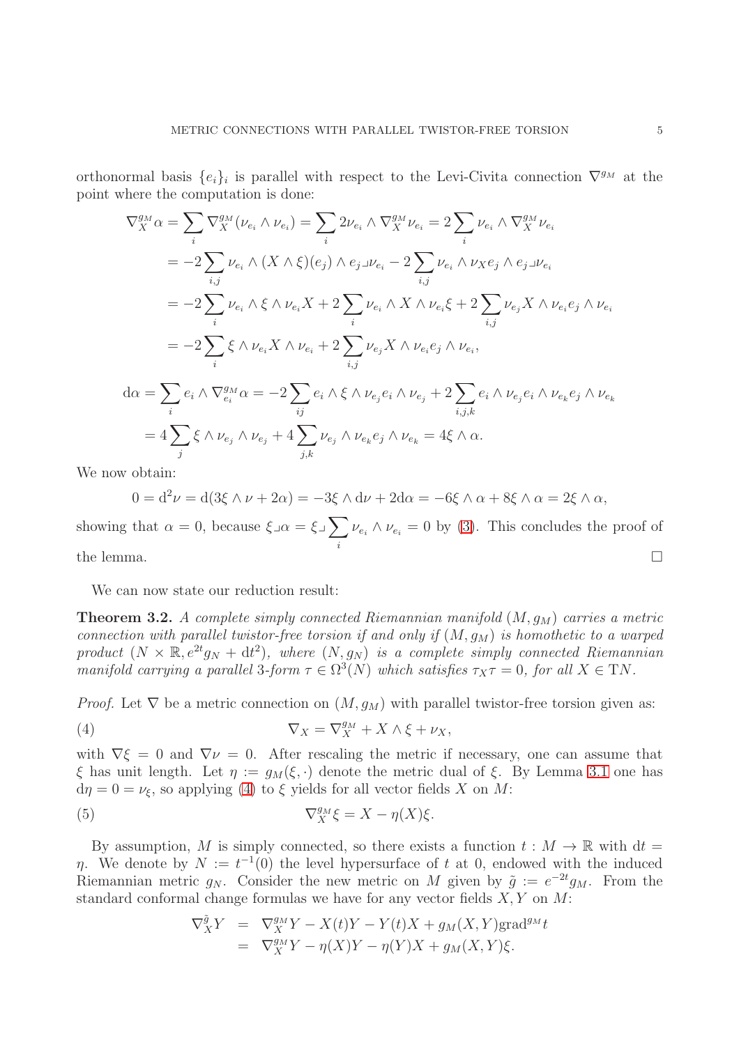orthonormal basis $\{e_i\}_i$ is parallel with respect to the Levi-Civita connection $\nabla^{g_M}$ at the point where the computation is done:

$$
\begin{aligned}
\nabla^{g_M}_X \alpha &= \sum_i \nabla^{g_M}_X (\nu_{e_i} \wedge \nu_{e_i}) = \sum_i 2\nu_{e_i} \wedge \nabla^{g_M}_X \nu_{e_i} = 2\sum_i \nu_{e_i} \wedge \nabla^{g_M}_X \nu_{e_i} \\
&= -2\sum_{i,j} \nu_{e_i} \wedge (X \wedge \xi)(e_j) \wedge e_j \lrcorner \nu_{e_i} - 2\sum_{i,j} \nu_{e_i} \wedge \nu_X e_j \wedge e_j \lrcorner \nu_{e_i} \\
&= -2\sum_i \nu_{e_i} \wedge \xi \wedge \nu_{e_i} X + 2\sum_i \nu_{e_i} \wedge X \wedge \nu_{e_i} \xi + 2\sum_{i,j} \nu_{e_j} X \wedge \nu_{e_i} e_j \wedge \nu_{e_i} \\
&= -2\sum_i \xi \wedge \nu_{e_i} X \wedge \nu_{e_i} + 2\sum_{i,j} \nu_{e_j} X \wedge \nu_{e_i} e_j \wedge \nu_{e_i},
\end{aligned}
$$

$$
\begin{aligned}
\mathrm{d}\alpha &= \sum_i e_i \wedge \nabla^{g_M}_{e_i} \alpha = -2\sum_{ij} e_i \wedge \xi \wedge \nu_{e_j} e_i \wedge \nu_{e_j} + 2\sum_{i,j,k} e_i \wedge \nu_{e_j} e_i \wedge \nu_{e_k} e_j \wedge \nu_{e_k} \\
&= 4\sum_j \xi \wedge \nu_{e_j} \wedge \nu_{e_j} + 4\sum_{j,k} \nu_{e_j} \wedge \nu_{e_k} e_j \wedge \nu_{e_k} = 4\xi \wedge \alpha.
\end{aligned}
$$

We now obtain:

$$
0 = \mathrm{d}^2\nu = \mathrm{d}(3\xi \wedge \nu + 2\alpha) = -3\xi \wedge \mathrm{d}\nu + 2\mathrm{d}\alpha = -6\xi \wedge \alpha + 8\xi \wedge \alpha = 2\xi \wedge \alpha,
$$

showing that $\alpha = 0$, because $\xi \lrcorner \alpha = \xi \lrcorner \sum_i \nu_{e_i} \wedge \nu_{e_i} = 0$ by (3). This concludes the proof of the lemma. $\square$

We can now state our reduction result:

**Theorem 3.2.** *A complete simply connected Riemannian manifold $(M, g_M)$ carries a metric connection with parallel twistor-free torsion if and only if $(M, g_M)$ is homothetic to a warped product $(N \times \mathbb{R}, e^{2t} g_N + \mathrm{d}t^2)$, where $(N, g_N)$ is a complete simply connected Riemannian manifold carrying a parallel 3-form $\tau \in \Omega^3(N)$ which satisfies $\tau_X \tau = 0$, for all $X \in \mathrm{T}N$.*

*Proof.* Let $\nabla$ be a metric connection on $(M, g_M)$ with parallel twistor-free torsion given as:

$$
\nabla_X = \nabla^{g_M}_X + X \wedge \xi + \nu_X, \tag{4}
$$

with $\nabla \xi = 0$ and $\nabla \nu = 0$. After rescaling the metric if necessary, one can assume that $\xi$ has unit length. Let $\eta := g_M(\xi, \cdot)$ denote the metric dual of $\xi$. By Lemma 3.1 one has $\mathrm{d}\eta = 0 = \nu_\xi$, so applying (4) to $\xi$ yields for all vector fields $X$ on $M$:

$$
\nabla^{g_M}_X \xi = X - \eta(X)\xi. \tag{5}
$$

By assumption, $M$ is simply connected, so there exists a function $t : M \to \mathbb{R}$ with $\mathrm{d}t = \eta$. We denote by $N := t^{-1}(0)$ the level hypersurface of $t$ at 0, endowed with the induced Riemannian metric $g_N$. Consider the new metric on $M$ given by $\tilde{g} := e^{-2t} g_M$. From the standard conformal change formulas we have for any vector fields $X, Y$ on $M$:

$$
\begin{aligned}
\nabla^{\tilde{g}}_X Y &= \nabla^{g_M}_X Y - X(t)Y - Y(t)X + g_M(X, Y)\mathrm{grad}^{g_M} t \\
&= \nabla^{g_M}_X Y - \eta(X)Y - \eta(Y)X + g_M(X, Y)\xi.
\end{aligned}
$$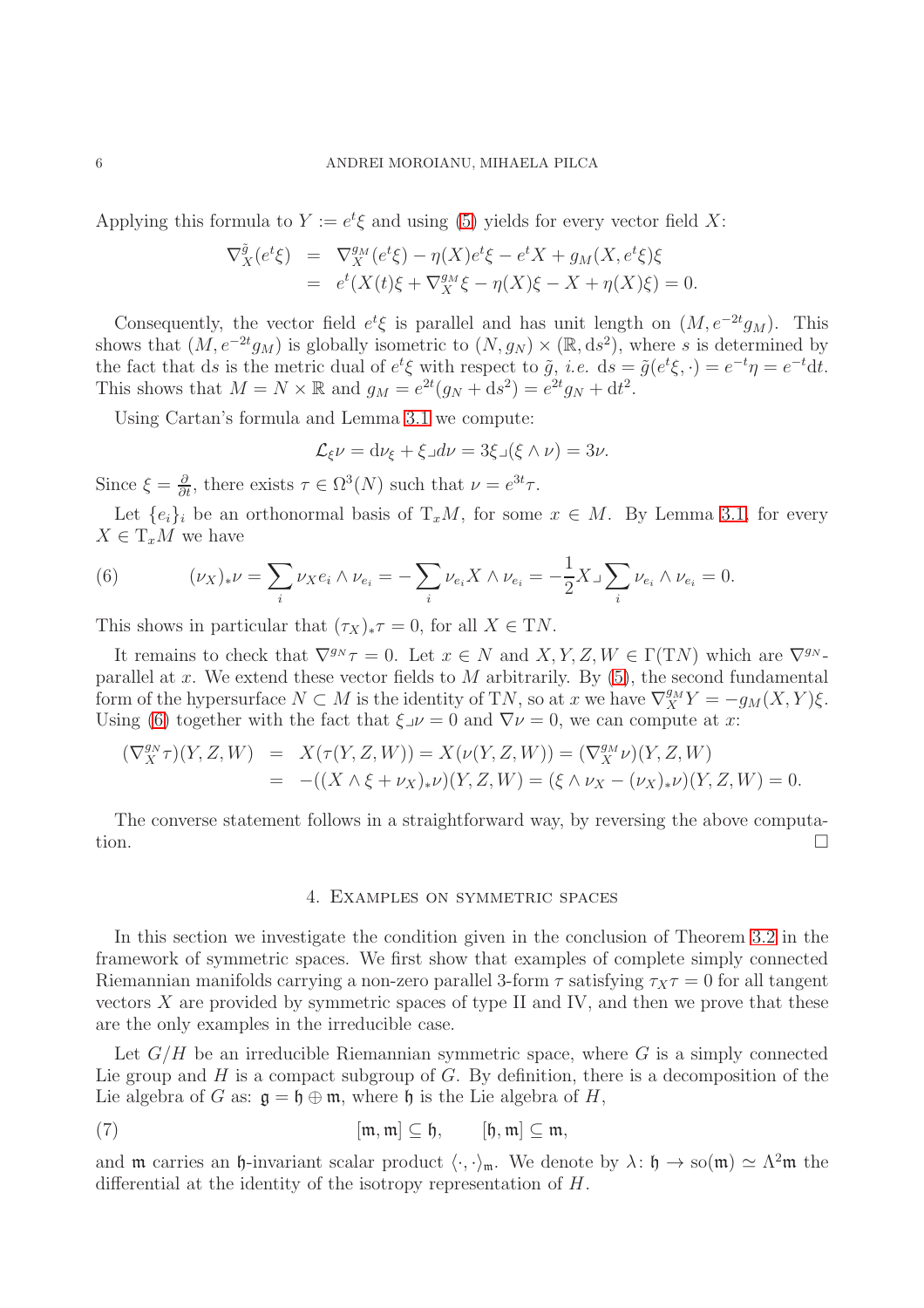Applying this formula to $Y := e^t\xi$ and using (5) yields for every vector field $X$:

$$
\begin{aligned}
\nabla^{\tilde g}_X(e^t\xi) &= \nabla^{g_M}_X(e^t\xi) - \eta(X)e^t\xi - e^tX + g_M(X, e^t\xi)\xi \\
&= e^t(X(t)\xi + \nabla^{g_M}_X\xi - \eta(X)\xi - X + \eta(X)\xi) = 0.
\end{aligned}
$$

Consequently, the vector field $e^t\xi$ is parallel and has unit length on $(M, e^{-2t}g_M)$. This shows that $(M, e^{-2t}g_M)$ is globally isometric to $(N, g_N) \times (\mathbb{R}, \mathrm{d}s^2)$, where $s$ is determined by the fact that $\mathrm{d}s$ is the metric dual of $e^t\xi$ with respect to $\tilde g$, *i.e.* $\mathrm{d}s = \tilde g(e^t\xi, \cdot) = e^{-t}\eta = e^{-t}\mathrm{d}t$. This shows that $M = N \times \mathbb{R}$ and $g_M = e^{2t}(g_N + \mathrm{d}s^2) = e^{2t}g_N + \mathrm{d}t^2$.

Using Cartan's formula and Lemma 3.1 we compute:

$$
\mathcal{L}_\xi \nu = \mathrm{d}\nu_\xi + \xi \lrcorner d\nu = 3\xi \lrcorner (\xi \wedge \nu) = 3\nu.
$$

Since $\xi = \frac{\partial}{\partial t}$, there exists $\tau \in \Omega^3(N)$ such that $\nu = e^{3t}\tau$.

Let $\{e_i\}_i$ be an orthonormal basis of $\mathrm{T}_xM$, for some $x \in M$. By Lemma 3.1, for every $X \in \mathrm{T}_xM$ we have

$$
(\nu_X)_*\nu = \sum_i \nu_X e_i \wedge \nu_{e_i} = -\sum_i \nu_{e_i}X \wedge \nu_{e_i} = -\frac{1}{2}X \lrcorner \sum_i \nu_{e_i} \wedge \nu_{e_i} = 0. \tag{6}
$$

This shows in particular that $(\tau_X)_*\tau = 0$, for all $X \in \mathrm{T}N$.

It remains to check that $\nabla^{g_N}\tau = 0$. Let $x \in N$ and $X, Y, Z, W \in \Gamma(\mathrm{T}N)$ which are $\nabla^{g_N}$-parallel at $x$. We extend these vector fields to $M$ arbitrarily. By (5), the second fundamental form of the hypersurface $N \subset M$ is the identity of $\mathrm{T}N$, so at $x$ we have $\nabla^{g_M}_X Y = -g_M(X, Y)\xi$. Using (6) together with the fact that $\xi \lrcorner \nu = 0$ and $\nabla\nu = 0$, we can compute at $x$:

$$
\begin{aligned}
(\nabla^{g_N}_X \tau)(Y, Z, W) &= X(\tau(Y, Z, W)) = X(\nu(Y, Z, W)) = (\nabla^{g_M}_X \nu)(Y, Z, W) \\
&= -((X \wedge \xi + \nu_X)_*\nu)(Y, Z, W) = (\xi \wedge \nu_X - (\nu_X)_*\nu)(Y, Z, W) = 0.
\end{aligned}
$$

The converse statement follows in a straightforward way, by reversing the above computation. $\square$

## 4. Examples on symmetric spaces

In this section we investigate the condition given in the conclusion of Theorem 3.2 in the framework of symmetric spaces. We first show that examples of complete simply connected Riemannian manifolds carrying a non-zero parallel 3-form $\tau$ satisfying $\tau_X\tau = 0$ for all tangent vectors $X$ are provided by symmetric spaces of type II and IV, and then we prove that these are the only examples in the irreducible case.

Let $G/H$ be an irreducible Riemannian symmetric space, where $G$ is a simply connected Lie group and $H$ is a compact subgroup of $G$. By definition, there is a decomposition of the Lie algebra of $G$ as: $\mathfrak{g} = \mathfrak{h} \oplus \mathfrak{m}$, where $\mathfrak{h}$ is the Lie algebra of $H$,

$$
[\mathfrak{m}, \mathfrak{m}] \subseteq \mathfrak{h}, \qquad [\mathfrak{h}, \mathfrak{m}] \subseteq \mathfrak{m}, \tag{7}
$$

and $\mathfrak{m}$ carries an $\mathfrak{h}$-invariant scalar product $\langle \cdot, \cdot \rangle_\mathfrak{m}$. We denote by $\lambda \colon \mathfrak{h} \to \mathrm{so}(\mathfrak{m}) \simeq \Lambda^2\mathfrak{m}$ the differential at the identity of the isotropy representation of $H$.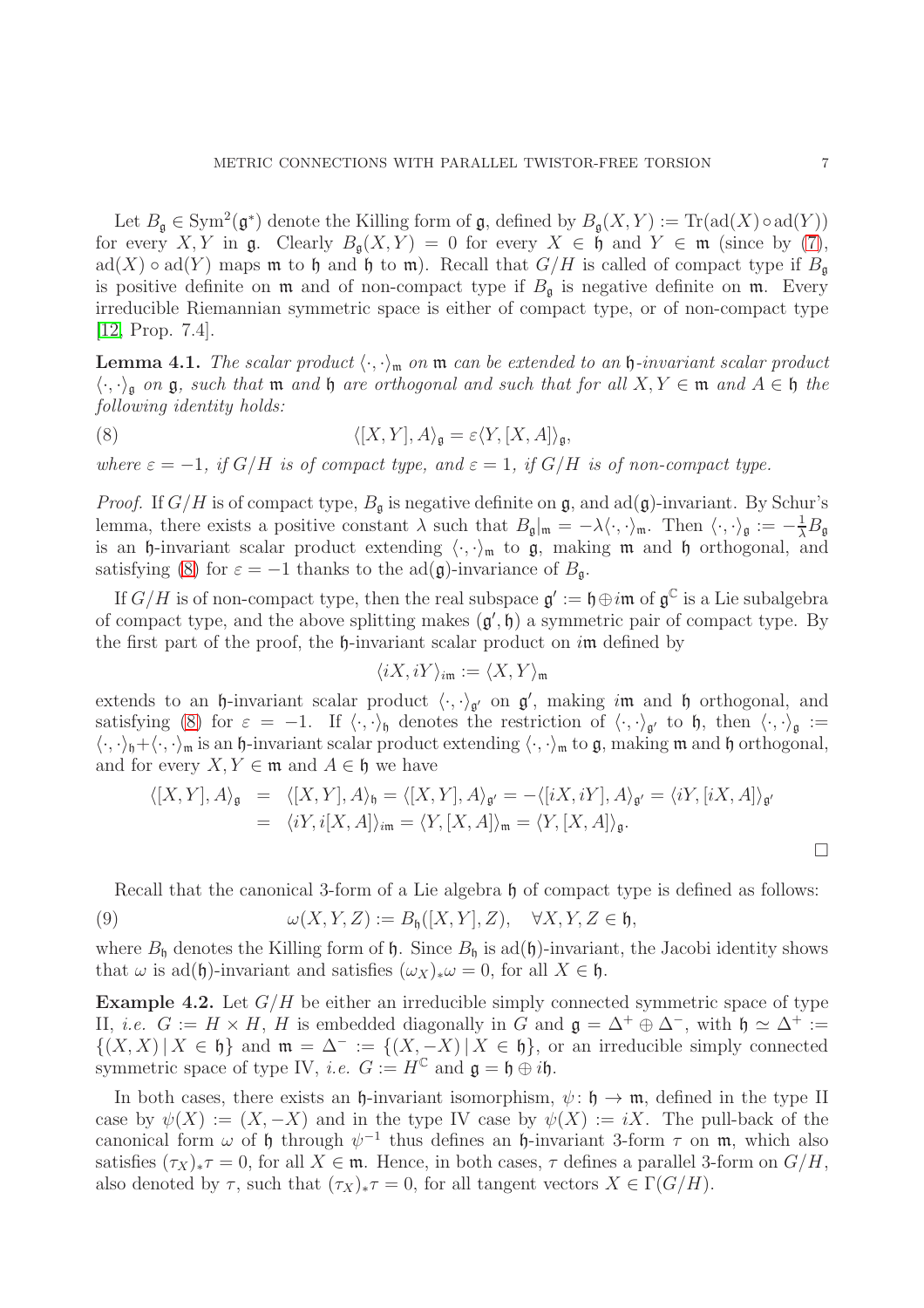Let $B_{\mathfrak{g}} \in \mathrm{Sym}^2(\mathfrak{g}^*)$ denote the Killing form of $\mathfrak{g}$, defined by $B_{\mathfrak{g}}(X,Y) := \mathrm{Tr}(\mathrm{ad}(X)\circ \mathrm{ad}(Y))$ for every $X, Y$ in $\mathfrak{g}$. Clearly $B_{\mathfrak{g}}(X,Y) = 0$ for every $X \in \mathfrak{h}$ and $Y \in \mathfrak{m}$ (since by (7), $\mathrm{ad}(X)\circ\mathrm{ad}(Y)$ maps $\mathfrak{m}$ to $\mathfrak{h}$ and $\mathfrak{h}$ to $\mathfrak{m}$). Recall that $G/H$ is called of compact type if $B_{\mathfrak{g}}$ is positive definite on $\mathfrak{m}$ and of non-compact type if $B_{\mathfrak{g}}$ is negative definite on $\mathfrak{m}$. Every irreducible Riemannian symmetric space is either of compact type, or of non-compact type [12, Prop. 7.4].

**Lemma 4.1.** *The scalar product $\langle\cdot,\cdot\rangle_{\mathfrak{m}}$ on $\mathfrak{m}$ can be extended to an $\mathfrak{h}$-invariant scalar product $\langle\cdot,\cdot\rangle_{\mathfrak{g}}$ on $\mathfrak{g}$, such that $\mathfrak{m}$ and $\mathfrak{h}$ are orthogonal and such that for all $X, Y \in \mathfrak{m}$ and $A \in \mathfrak{h}$ the following identity holds:*

$$\langle [X,Y], A\rangle_{\mathfrak{g}} = \varepsilon \langle Y, [X,A]\rangle_{\mathfrak{g}}, \tag{8}$$

*where $\varepsilon = -1$, if $G/H$ is of compact type, and $\varepsilon = 1$, if $G/H$ is of non-compact type.*

*Proof.* If $G/H$ is of compact type, $B_{\mathfrak{g}}$ is negative definite on $\mathfrak{g}$, and $\mathrm{ad}(\mathfrak{g})$-invariant. By Schur's lemma, there exists a positive constant $\lambda$ such that $B_{\mathfrak{g}}|_{\mathfrak{m}} = -\lambda\langle\cdot,\cdot\rangle_{\mathfrak{m}}$. Then $\langle\cdot,\cdot\rangle_{\mathfrak{g}} := -\frac{1}{\lambda}B_{\mathfrak{g}}$ is an $\mathfrak{h}$-invariant scalar product extending $\langle\cdot,\cdot\rangle_{\mathfrak{m}}$ to $\mathfrak{g}$, making $\mathfrak{m}$ and $\mathfrak{h}$ orthogonal, and satisfying (8) for $\varepsilon = -1$ thanks to the $\mathrm{ad}(\mathfrak{g})$-invariance of $B_{\mathfrak{g}}$.

If $G/H$ is of non-compact type, then the real subspace $\mathfrak{g}' := \mathfrak{h} \oplus i\mathfrak{m}$ of $\mathfrak{g}^{\mathbb{C}}$ is a Lie subalgebra of compact type, and the above splitting makes $(\mathfrak{g}', \mathfrak{h})$ a symmetric pair of compact type. By the first part of the proof, the $\mathfrak{h}$-invariant scalar product on $i\mathfrak{m}$ defined by

$$\langle iX, iY\rangle_{i\mathfrak{m}} := \langle X, Y\rangle_{\mathfrak{m}}$$

extends to an $\mathfrak{h}$-invariant scalar product $\langle\cdot,\cdot\rangle_{\mathfrak{g}'}$ on $\mathfrak{g}'$, making $i\mathfrak{m}$ and $\mathfrak{h}$ orthogonal, and satisfying (8) for $\varepsilon = -1$. If $\langle\cdot,\cdot\rangle_{\mathfrak{h}}$ denotes the restriction of $\langle\cdot,\cdot\rangle_{\mathfrak{g}'}$ to $\mathfrak{h}$, then $\langle\cdot,\cdot\rangle_{\mathfrak{g}} := \langle\cdot,\cdot\rangle_{\mathfrak{h}} + \langle\cdot,\cdot\rangle_{\mathfrak{m}}$ is an $\mathfrak{h}$-invariant scalar product extending $\langle\cdot,\cdot\rangle_{\mathfrak{m}}$ to $\mathfrak{g}$, making $\mathfrak{m}$ and $\mathfrak{h}$ orthogonal, and for every $X, Y \in \mathfrak{m}$ and $A \in \mathfrak{h}$ we have

$$\begin{aligned}
\langle [X,Y], A\rangle_{\mathfrak{g}} &= \langle [X,Y], A\rangle_{\mathfrak{h}} = \langle [X,Y], A\rangle_{\mathfrak{g}'} = -\langle [iX, iY], A\rangle_{\mathfrak{g}'} = \langle iY, [iX, A]\rangle_{\mathfrak{g}'} \\
&= \langle iY, i[X,A]\rangle_{i\mathfrak{m}} = \langle Y, [X,A]\rangle_{\mathfrak{m}} = \langle Y, [X,A]\rangle_{\mathfrak{g}}.
\end{aligned}$$

$\square$

Recall that the canonical 3-form of a Lie algebra $\mathfrak{h}$ of compact type is defined as follows:

$$\omega(X,Y,Z) := B_{\mathfrak{h}}([X,Y],Z), \quad \forall X, Y, Z \in \mathfrak{h}, \tag{9}$$

where $B_{\mathfrak{h}}$ denotes the Killing form of $\mathfrak{h}$. Since $B_{\mathfrak{h}}$ is $\mathrm{ad}(\mathfrak{h})$-invariant, the Jacobi identity shows that $\omega$ is $\mathrm{ad}(\mathfrak{h})$-invariant and satisfies $(\omega_X)_*\omega = 0$, for all $X \in \mathfrak{h}$.

**Example 4.2.** Let $G/H$ be either an irreducible simply connected symmetric space of type II, *i.e.* $G := H \times H$, $H$ is embedded diagonally in $G$ and $\mathfrak{g} = \Delta^+ \oplus \Delta^-$, with $\mathfrak{h} \simeq \Delta^+ := \{(X,X) \,|\, X \in \mathfrak{h}\}$ and $\mathfrak{m} = \Delta^- := \{(X,-X) \,|\, X \in \mathfrak{h}\}$, or an irreducible simply connected symmetric space of type IV, *i.e.* $G := H^{\mathbb{C}}$ and $\mathfrak{g} = \mathfrak{h} \oplus i\mathfrak{h}$.

In both cases, there exists an $\mathfrak{h}$-invariant isomorphism, $\psi \colon \mathfrak{h} \to \mathfrak{m}$, defined in the type II case by $\psi(X) := (X, -X)$ and in the type IV case by $\psi(X) := iX$. The pull-back of the canonical form $\omega$ of $\mathfrak{h}$ through $\psi^{-1}$ thus defines an $\mathfrak{h}$-invariant 3-form $\tau$ on $\mathfrak{m}$, which also satisfies $(\tau_X)_*\tau = 0$, for all $X \in \mathfrak{m}$. Hence, in both cases, $\tau$ defines a parallel 3-form on $G/H$, also denoted by $\tau$, such that $(\tau_X)_*\tau = 0$, for all tangent vectors $X \in \Gamma(G/H)$.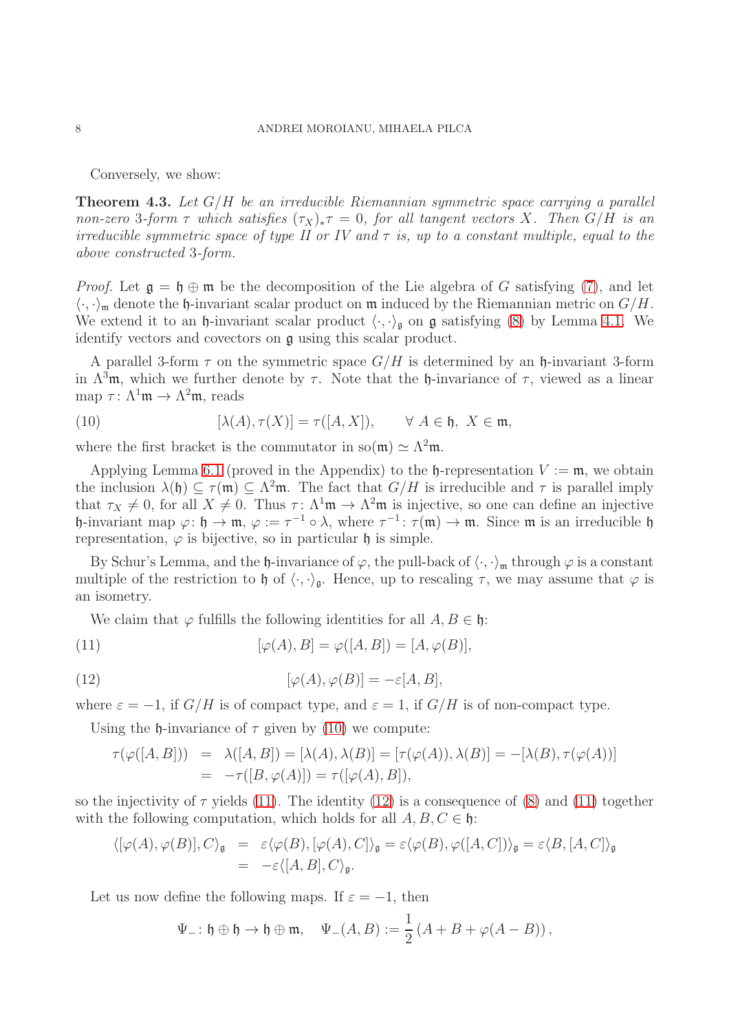Conversely, we show:

**Theorem 4.3.** *Let $G/H$ be an irreducible Riemannian symmetric space carrying a parallel non-zero 3-form $\tau$ which satisfies $(\tau_X)_*\tau = 0$, for all tangent vectors $X$. Then $G/H$ is an irreducible symmetric space of type II or IV and $\tau$ is, up to a constant multiple, equal to the above constructed 3-form.*

*Proof.* Let $\mathfrak{g} = \mathfrak{h} \oplus \mathfrak{m}$ be the decomposition of the Lie algebra of $G$ satisfying (7), and let $\langle \cdot, \cdot \rangle_{\mathfrak{m}}$ denote the $\mathfrak{h}$-invariant scalar product on $\mathfrak{m}$ induced by the Riemannian metric on $G/H$. We extend it to an $\mathfrak{h}$-invariant scalar product $\langle \cdot, \cdot \rangle_{\mathfrak{g}}$ on $\mathfrak{g}$ satisfying (8) by Lemma 4.1. We identify vectors and covectors on $\mathfrak{g}$ using this scalar product.

A parallel 3-form $\tau$ on the symmetric space $G/H$ is determined by an $\mathfrak{h}$-invariant 3-form in $\Lambda^3\mathfrak{m}$, which we further denote by $\tau$. Note that the $\mathfrak{h}$-invariance of $\tau$, viewed as a linear map $\tau \colon \Lambda^1\mathfrak{m} \to \Lambda^2\mathfrak{m}$, reads

$$[\lambda(A), \tau(X)] = \tau([A, X]), \qquad \forall\ A \in \mathfrak{h},\ X \in \mathfrak{m}, \tag{10}$$

where the first bracket is the commutator in $\mathrm{so}(\mathfrak{m}) \simeq \Lambda^2\mathfrak{m}$.

Applying Lemma 6.1 (proved in the Appendix) to the $\mathfrak{h}$-representation $V := \mathfrak{m}$, we obtain the inclusion $\lambda(\mathfrak{h}) \subseteq \tau(\mathfrak{m}) \subseteq \Lambda^2\mathfrak{m}$. The fact that $G/H$ is irreducible and $\tau$ is parallel imply that $\tau_X \neq 0$, for all $X \neq 0$. Thus $\tau \colon \Lambda^1\mathfrak{m} \to \Lambda^2\mathfrak{m}$ is injective, so one can define an injective $\mathfrak{h}$-invariant map $\varphi \colon \mathfrak{h} \to \mathfrak{m}$, $\varphi := \tau^{-1} \circ \lambda$, where $\tau^{-1} \colon \tau(\mathfrak{m}) \to \mathfrak{m}$. Since $\mathfrak{m}$ is an irreducible $\mathfrak{h}$ representation, $\varphi$ is bijective, so in particular $\mathfrak{h}$ is simple.

By Schur's Lemma, and the $\mathfrak{h}$-invariance of $\varphi$, the pull-back of $\langle \cdot, \cdot \rangle_{\mathfrak{m}}$ through $\varphi$ is a constant multiple of the restriction to $\mathfrak{h}$ of $\langle \cdot, \cdot \rangle_{\mathfrak{g}}$. Hence, up to rescaling $\tau$, we may assume that $\varphi$ is an isometry.

We claim that $\varphi$ fulfills the following identities for all $A, B \in \mathfrak{h}$:

$$[\varphi(A), B] = \varphi([A, B]) = [A, \varphi(B)], \tag{11}$$

$$[\varphi(A), \varphi(B)] = -\varepsilon [A, B], \tag{12}$$

where $\varepsilon = -1$, if $G/H$ is of compact type, and $\varepsilon = 1$, if $G/H$ is of non-compact type.

Using the $\mathfrak{h}$-invariance of $\tau$ given by (10) we compute:

$$\begin{aligned} \tau(\varphi([A, B])) &= \lambda([A, B]) = [\lambda(A), \lambda(B)] = [\tau(\varphi(A)), \lambda(B)] = -[\lambda(B), \tau(\varphi(A))] \\ &= -\tau([B, \varphi(A)]) = \tau([\varphi(A), B]), \end{aligned}$$

so the injectivity of $\tau$ yields (11). The identity (12) is a consequence of (8) and (11) together with the following computation, which holds for all $A, B, C \in \mathfrak{h}$:

$$\begin{aligned} \langle [\varphi(A), \varphi(B)], C \rangle_{\mathfrak{g}} &= \varepsilon \langle \varphi(B), [\varphi(A), C] \rangle_{\mathfrak{g}} = \varepsilon \langle \varphi(B), \varphi([A, C]) \rangle_{\mathfrak{g}} = \varepsilon \langle B, [A, C] \rangle_{\mathfrak{g}} \\ &= -\varepsilon \langle [A, B], C \rangle_{\mathfrak{g}}. \end{aligned}$$

Let us now define the following maps. If $\varepsilon = -1$, then

$$\Psi_- \colon \mathfrak{h} \oplus \mathfrak{h} \to \mathfrak{h} \oplus \mathfrak{m}, \quad \Psi_-(A, B) := \frac{1}{2}\left(A + B + \varphi(A - B)\right),$$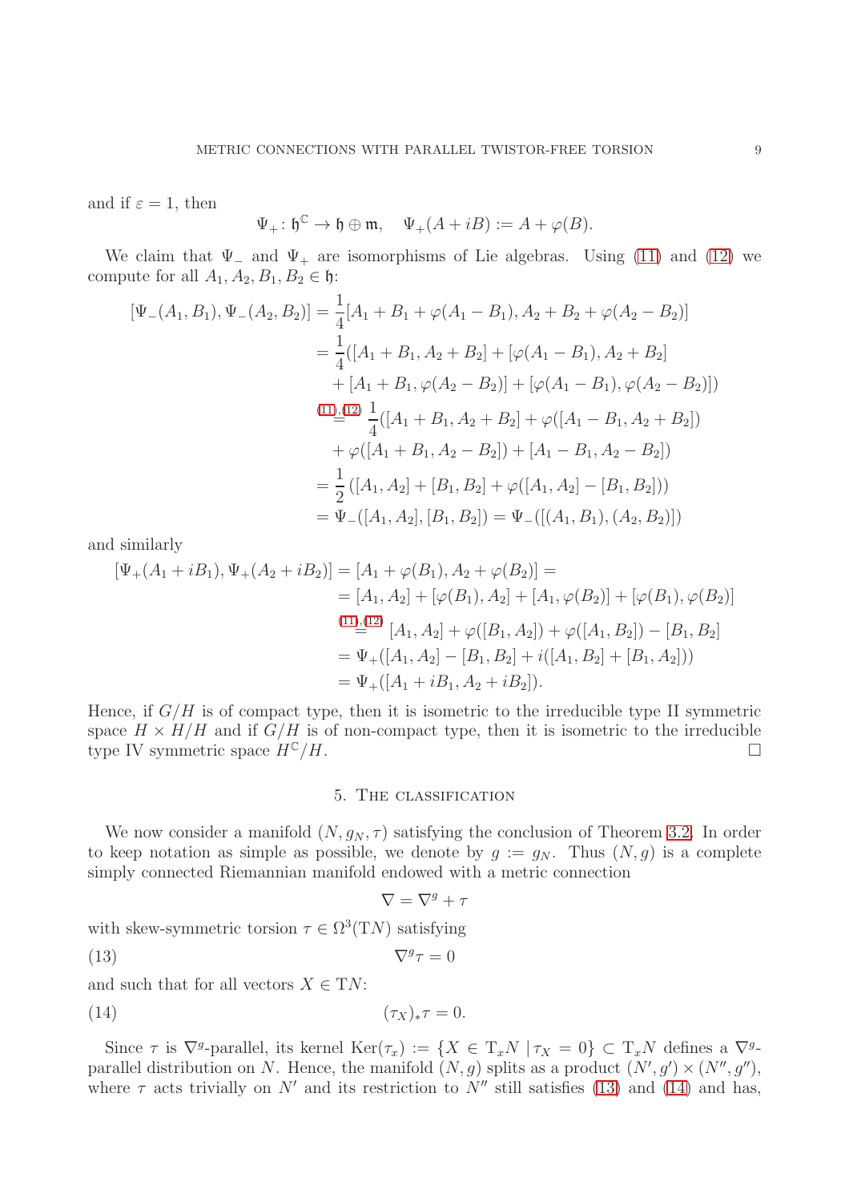and if $\varepsilon = 1$, then

$$\Psi_+ : \mathfrak{h}^{\mathbb{C}} \to \mathfrak{h} \oplus \mathfrak{m}, \quad \Psi_+(A + iB) := A + \varphi(B).$$

We claim that $\Psi_-$ and $\Psi_+$ are isomorphisms of Lie algebras. Using (11) and (12) we compute for all $A_1, A_2, B_1, B_2 \in \mathfrak{h}$:

$$\begin{aligned}
[\Psi_-(A_1, B_1), \Psi_-(A_2, B_2)] &= \frac{1}{4}[A_1 + B_1 + \varphi(A_1 - B_1), A_2 + B_2 + \varphi(A_2 - B_2)] \\
&= \frac{1}{4}([A_1 + B_1, A_2 + B_2] + [\varphi(A_1 - B_1), A_2 + B_2] \\
&\quad + [A_1 + B_1, \varphi(A_2 - B_2)] + [\varphi(A_1 - B_1), \varphi(A_2 - B_2)]) \\
&\overset{(11),(12)}{=} \frac{1}{4}([A_1 + B_1, A_2 + B_2] + \varphi([A_1 - B_1, A_2 + B_2]) \\
&\quad + \varphi([A_1 + B_1, A_2 - B_2]) + [A_1 - B_1, A_2 - B_2]) \\
&= \frac{1}{2}\left([A_1, A_2] + [B_1, B_2] + \varphi([A_1, A_2] - [B_1, B_2])\right) \\
&= \Psi_-([A_1, A_2], [B_1, B_2]) = \Psi_-([(A_1, B_1), (A_2, B_2)])
\end{aligned}$$

and similarly

$$\begin{aligned}
[\Psi_+(A_1 + iB_1), \Psi_+(A_2 + iB_2)] &= [A_1 + \varphi(B_1), A_2 + \varphi(B_2)] = \\
&= [A_1, A_2] + [\varphi(B_1), A_2] + [A_1, \varphi(B_2)] + [\varphi(B_1), \varphi(B_2)] \\
&\overset{(11),(12)}{=} [A_1, A_2] + \varphi([B_1, A_2]) + \varphi([A_1, B_2]) - [B_1, B_2] \\
&= \Psi_+([A_1, A_2] - [B_1, B_2] + i([A_1, B_2] + [B_1, A_2])) \\
&= \Psi_+([A_1 + iB_1, A_2 + iB_2]).
\end{aligned}$$

Hence, if $G/H$ is of compact type, then it is isometric to the irreducible type II symmetric space $H \times H/H$ and if $G/H$ is of non-compact type, then it is isometric to the irreducible type IV symmetric space $H^{\mathbb{C}}/H$. □

## 5. The classification

We now consider a manifold $(N, g_N, \tau)$ satisfying the conclusion of Theorem 3.2. In order to keep notation as simple as possible, we denote by $g := g_N$. Thus $(N, g)$ is a complete simply connected Riemannian manifold endowed with a metric connection

$$\nabla = \nabla^g + \tau$$

with skew-symmetric torsion $\tau \in \Omega^3(\mathrm{T}N)$ satisfying

$$\nabla^g \tau = 0 \tag{13}$$

and such that for all vectors $X \in \mathrm{T}N$:

$$(\tau_X)_* \tau = 0. \tag{14}$$

Since $\tau$ is $\nabla^g$-parallel, its kernel $\mathrm{Ker}(\tau_x) := \{X \in \mathrm{T}_x N \mid \tau_X = 0\} \subset \mathrm{T}_x N$ defines a $\nabla^g$-parallel distribution on $N$. Hence, the manifold $(N, g)$ splits as a product $(N', g') \times (N'', g'')$, where $\tau$ acts trivially on $N'$ and its restriction to $N''$ still satisfies (13) and (14) and has,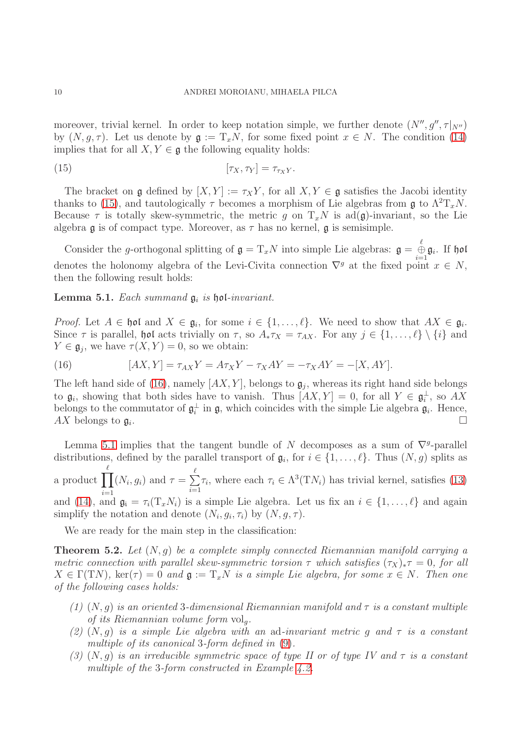moreover, trivial kernel. In order to keep notation simple, we further denote $(N'', g'', \tau|_{N''})$ by $(N, g, \tau)$. Let us denote by $\mathfrak{g} := \mathrm{T}_x N$, for some fixed point $x \in N$. The condition (14) implies that for all $X, Y \in \mathfrak{g}$ the following equality holds:

$$[\tau_X, \tau_Y] = \tau_{\tau_X Y}. \tag{15}$$

The bracket on $\mathfrak{g}$ defined by $[X, Y] := \tau_X Y$, for all $X, Y \in \mathfrak{g}$ satisfies the Jacobi identity thanks to (15), and tautologically $\tau$ becomes a morphism of Lie algebras from $\mathfrak{g}$ to $\Lambda^2 \mathrm{T}_x N$. Because $\tau$ is totally skew-symmetric, the metric $g$ on $\mathrm{T}_x N$ is $\mathrm{ad}(\mathfrak{g})$-invariant, so the Lie algebra $\mathfrak{g}$ is of compact type. Moreover, as $\tau$ has no kernel, $\mathfrak{g}$ is semisimple.

Consider the $g$-orthogonal splitting of $\mathfrak{g} = \mathrm{T}_x N$ into simple Lie algebras: $\mathfrak{g} = \overset{\ell}{\underset{i=1}{\oplus}} \mathfrak{g}_i$. If $\mathfrak{hol}$ denotes the holonomy algebra of the Levi-Civita connection $\nabla^g$ at the fixed point $x \in N$, then the following result holds:

**Lemma 5.1.** *Each summand $\mathfrak{g}_i$ is $\mathfrak{hol}$-invariant.*

*Proof.* Let $A \in \mathfrak{hol}$ and $X \in \mathfrak{g}_i$, for some $i \in \{1, \dots, \ell\}$. We need to show that $AX \in \mathfrak{g}_i$. Since $\tau$ is parallel, $\mathfrak{hol}$ acts trivially on $\tau$, so $A_* \tau_X = \tau_{AX}$. For any $j \in \{1, \dots, \ell\} \setminus \{i\}$ and $Y \in \mathfrak{g}_j$, we have $\tau(X, Y) = 0$, so we obtain:

$$[AX, Y] = \tau_{AX} Y = A \tau_X Y - \tau_X AY = -\tau_X AY = -[X, AY]. \tag{16}$$

The left hand side of (16), namely $[AX, Y]$, belongs to $\mathfrak{g}_j$, whereas its right hand side belongs to $\mathfrak{g}_i$, showing that both sides have to vanish. Thus $[AX, Y] = 0$, for all $Y \in \mathfrak{g}_i^\perp$, so $AX$ belongs to the commutator of $\mathfrak{g}_i^\perp$ in $\mathfrak{g}$, which coincides with the simple Lie algebra $\mathfrak{g}_i$. Hence, $AX$ belongs to $\mathfrak{g}_i$. $\square$

Lemma 5.1 implies that the tangent bundle of $N$ decomposes as a sum of $\nabla^g$-parallel distributions, defined by the parallel transport of $\mathfrak{g}_i$, for $i \in \{1, \dots, \ell\}$. Thus $(N, g)$ splits as a product $\prod_{i=1}^{\ell} (N_i, g_i)$ and $\tau = \sum_{i=1}^{\ell} \tau_i$, where each $\tau_i \in \Lambda^3(\mathrm{T}N_i)$ has trivial kernel, satisfies (13) and (14), and $\mathfrak{g}_i = \tau_i(\mathrm{T}_x N_i)$ is a simple Lie algebra. Let us fix an $i \in \{1, \dots, \ell\}$ and again simplify the notation and denote $(N_i, g_i, \tau_i)$ by $(N, g, \tau)$.

We are ready for the main step in the classification:

**Theorem 5.2.** *Let $(N, g)$ be a complete simply connected Riemannian manifold carrying a metric connection with parallel skew-symmetric torsion $\tau$ which satisfies $(\tau_X)_* \tau = 0$, for all $X \in \Gamma(\mathrm{T}N)$, $\ker(\tau) = 0$ and $\mathfrak{g} := \mathrm{T}_x N$ is a simple Lie algebra, for some $x \in N$. Then one of the following cases holds:*

1. *$(N, g)$ is an oriented 3-dimensional Riemannian manifold and $\tau$ is a constant multiple of its Riemannian volume form $\mathrm{vol}_g$.*
2. *$(N, g)$ is a simple Lie algebra with an $\mathrm{ad}$-invariant metric $g$ and $\tau$ is a constant multiple of its canonical 3-form defined in (9).*
3. *$(N, g)$ is an irreducible symmetric space of type II or of type IV and $\tau$ is a constant multiple of the 3-form constructed in Example 4.2.*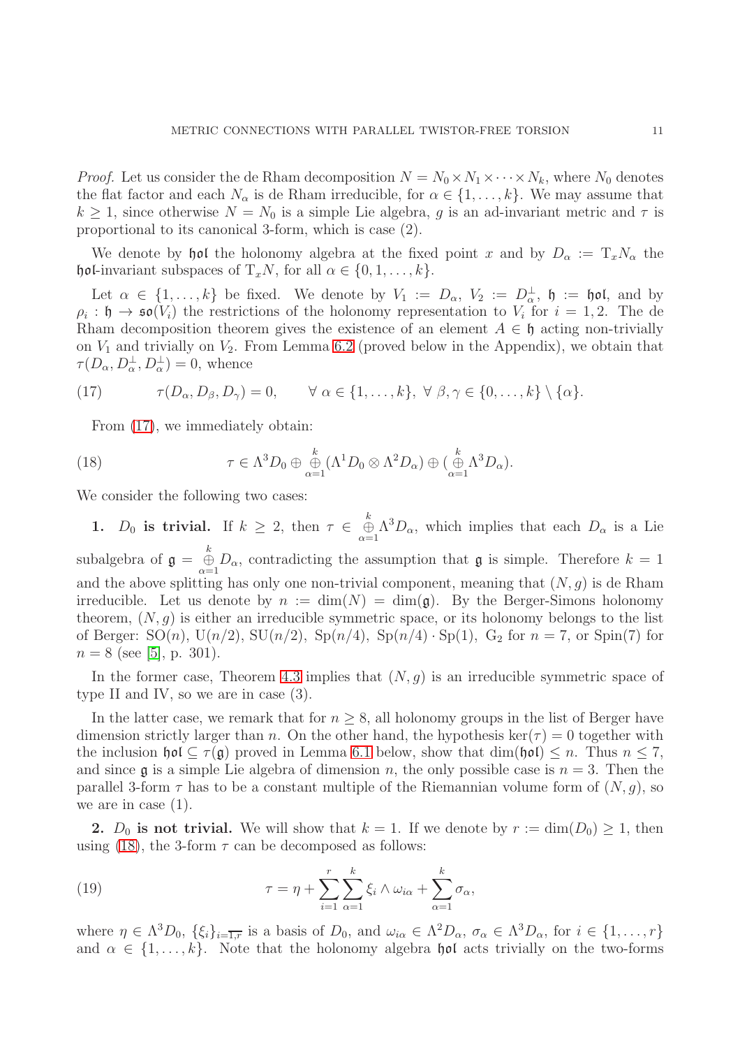*Proof.* Let us consider the de Rham decomposition $N = N_0 \times N_1 \times \cdots \times N_k$, where $N_0$ denotes the flat factor and each $N_\alpha$ is de Rham irreducible, for $\alpha \in \{1, \ldots, k\}$. We may assume that $k \geq 1$, since otherwise $N = N_0$ is a simple Lie algebra, $g$ is an ad-invariant metric and $\tau$ is proportional to its canonical 3-form, which is case (2).

We denote by $\mathfrak{hol}$ the holonomy algebra at the fixed point $x$ and by $D_\alpha := \mathrm{T}_x N_\alpha$ the $\mathfrak{hol}$-invariant subspaces of $\mathrm{T}_x N$, for all $\alpha \in \{0, 1, \ldots, k\}$.

Let $\alpha \in \{1, \ldots, k\}$ be fixed. We denote by $V_1 := D_\alpha$, $V_2 := D_\alpha^\perp$, $\mathfrak{h} := \mathfrak{hol}$, and by $\rho_i : \mathfrak{h} \to \mathfrak{so}(V_i)$ the restrictions of the holonomy representation to $V_i$ for $i = 1, 2$. The de Rham decomposition theorem gives the existence of an element $A \in \mathfrak{h}$ acting non-trivially on $V_1$ and trivially on $V_2$. From Lemma 6.2 (proved below in the Appendix), we obtain that $\tau(D_\alpha, D_\alpha^\perp, D_\alpha^\perp) = 0$, whence

$$\tau(D_\alpha, D_\beta, D_\gamma) = 0, \qquad \forall\, \alpha \in \{1, \ldots, k\},\ \forall\, \beta, \gamma \in \{0, \ldots, k\} \setminus \{\alpha\}. \tag{17}$$

From (17), we immediately obtain:

$$\tau \in \Lambda^3 D_0 \oplus \bigoplus_{\alpha=1}^{k} (\Lambda^1 D_0 \otimes \Lambda^2 D_\alpha) \oplus (\bigoplus_{\alpha=1}^{k} \Lambda^3 D_\alpha). \tag{18}$$

We consider the following two cases:

**1. $D_0$ is trivial.** If $k \geq 2$, then $\tau \in \bigoplus_{\alpha=1}^{k} \Lambda^3 D_\alpha$, which implies that each $D_\alpha$ is a Lie subalgebra of $\mathfrak{g} = \bigoplus_{\alpha=1}^{k} D_\alpha$, contradicting the assumption that $\mathfrak{g}$ is simple. Therefore $k = 1$ and the above splitting has only one non-trivial component, meaning that $(N, g)$ is de Rham irreducible. Let us denote by $n := \dim(N) = \dim(\mathfrak{g})$. By the Berger-Simons holonomy theorem, $(N, g)$ is either an irreducible symmetric space, or its holonomy belongs to the list of Berger: $\mathrm{SO}(n)$, $\mathrm{U}(n/2)$, $\mathrm{SU}(n/2)$, $\mathrm{Sp}(n/4)$, $\mathrm{Sp}(n/4) \cdot \mathrm{Sp}(1)$, $\mathrm{G}_2$ for $n = 7$, or $\mathrm{Spin}(7)$ for $n = 8$ (see [5], p. 301).

In the former case, Theorem 4.3 implies that $(N, g)$ is an irreducible symmetric space of type II and IV, so we are in case (3).

In the latter case, we remark that for $n \geq 8$, all holonomy groups in the list of Berger have dimension strictly larger than $n$. On the other hand, the hypothesis $\ker(\tau) = 0$ together with the inclusion $\mathfrak{hol} \subseteq \tau(\mathfrak{g})$ proved in Lemma 6.1 below, show that $\dim(\mathfrak{hol}) \leq n$. Thus $n \leq 7$, and since $\mathfrak{g}$ is a simple Lie algebra of dimension $n$, the only possible case is $n = 3$. Then the parallel 3-form $\tau$ has to be a constant multiple of the Riemannian volume form of $(N, g)$, so we are in case (1).

**2. $D_0$ is not trivial.** We will show that $k = 1$. If we denote by $r := \dim(D_0) \geq 1$, then using (18), the 3-form $\tau$ can be decomposed as follows:

$$\tau = \eta + \sum_{i=1}^{r} \sum_{\alpha=1}^{k} \xi_i \wedge \omega_{i\alpha} + \sum_{\alpha=1}^{k} \sigma_\alpha, \tag{19}$$

where $\eta \in \Lambda^3 D_0$, $\{\xi_i\}_{i=\overline{1,r}}$ is a basis of $D_0$, and $\omega_{i\alpha} \in \Lambda^2 D_\alpha$, $\sigma_\alpha \in \Lambda^3 D_\alpha$, for $i \in \{1, \ldots, r\}$ and $\alpha \in \{1, \ldots, k\}$. Note that the holonomy algebra $\mathfrak{hol}$ acts trivially on the two-forms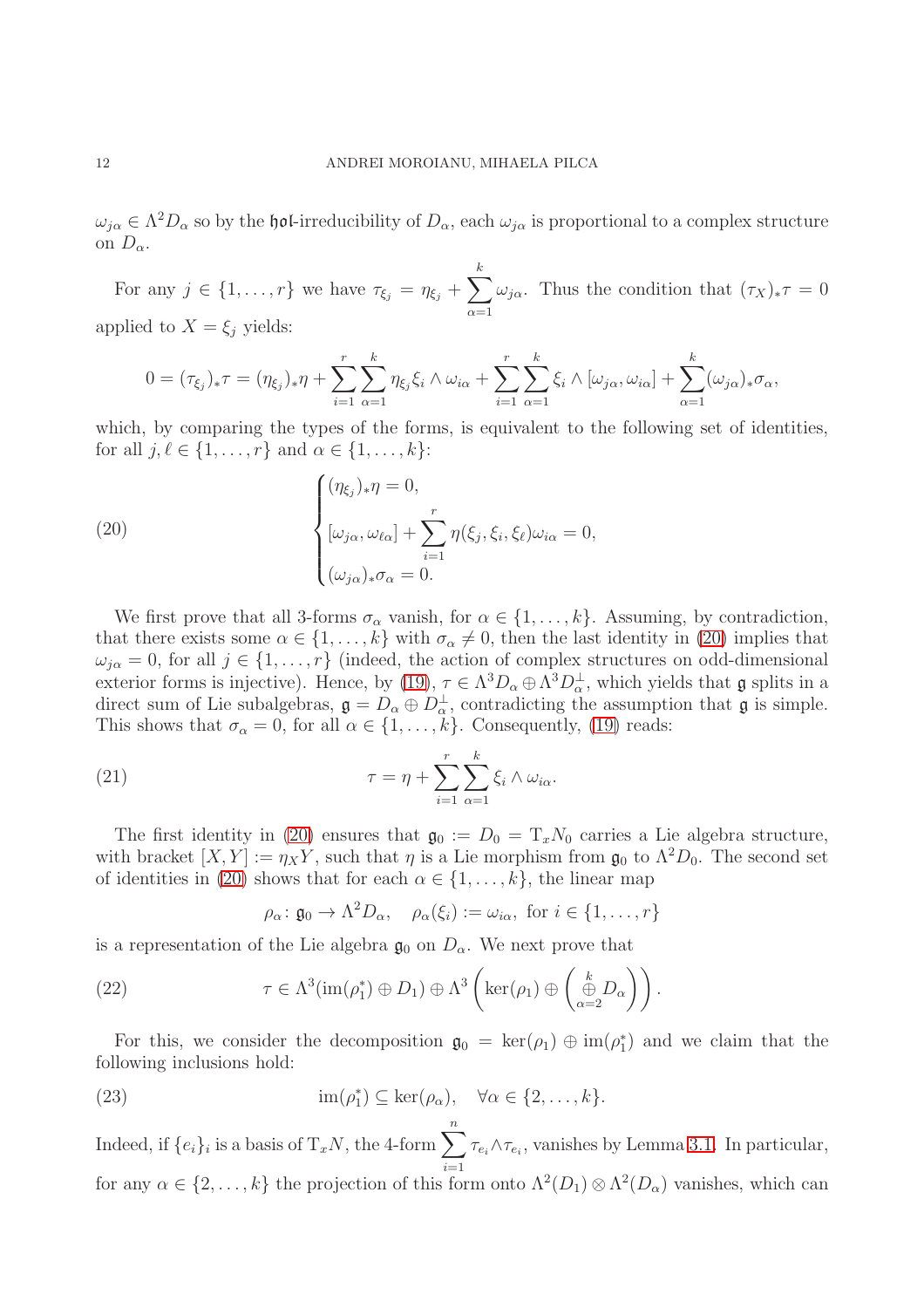$\omega_{j\alpha} \in \Lambda^2 D_\alpha$ so by the $\mathfrak{hol}$-irreducibility of $D_\alpha$, each $\omega_{j\alpha}$ is proportional to a complex structure on $D_\alpha$.

For any $j \in \{1, \ldots, r\}$ we have $\tau_{\xi_j} = \eta_{\xi_j} + \sum_{\alpha=1}^{k} \omega_{j\alpha}$. Thus the condition that $(\tau_X)_* \tau = 0$ applied to $X = \xi_j$ yields:

$$0 = (\tau_{\xi_j})_* \tau = (\eta_{\xi_j})_* \eta + \sum_{i=1}^{r} \sum_{\alpha=1}^{k} \eta_{\xi_j} \xi_i \wedge \omega_{i\alpha} + \sum_{i=1}^{r} \sum_{\alpha=1}^{k} \xi_i \wedge [\omega_{j\alpha}, \omega_{i\alpha}] + \sum_{\alpha=1}^{k} (\omega_{j\alpha})_* \sigma_\alpha,$$

which, by comparing the types of the forms, is equivalent to the following set of identities, for all $j, \ell \in \{1, \ldots, r\}$ and $\alpha \in \{1, \ldots, k\}$:

$$\begin{cases} (\eta_{\xi_j})_* \eta = 0, \\ [\omega_{j\alpha}, \omega_{\ell\alpha}] + \sum_{i=1}^{r} \eta(\xi_j, \xi_i, \xi_\ell) \omega_{i\alpha} = 0, \\ (\omega_{j\alpha})_* \sigma_\alpha = 0. \end{cases} \tag{20}$$

We first prove that all 3-forms $\sigma_\alpha$ vanish, for $\alpha \in \{1, \ldots, k\}$. Assuming, by contradiction, that there exists some $\alpha \in \{1, \ldots, k\}$ with $\sigma_\alpha \neq 0$, then the last identity in (20) implies that $\omega_{j\alpha} = 0$, for all $j \in \{1, \ldots, r\}$ (indeed, the action of complex structures on odd-dimensional exterior forms is injective). Hence, by (19), $\tau \in \Lambda^3 D_\alpha \oplus \Lambda^3 D_\alpha^\perp$, which yields that $\mathfrak{g}$ splits in a direct sum of Lie subalgebras, $\mathfrak{g} = D_\alpha \oplus D_\alpha^\perp$, contradicting the assumption that $\mathfrak{g}$ is simple. This shows that $\sigma_\alpha = 0$, for all $\alpha \in \{1, \ldots, k\}$. Consequently, (19) reads:

$$\tau = \eta + \sum_{i=1}^{r} \sum_{\alpha=1}^{k} \xi_i \wedge \omega_{i\alpha}. \tag{21}$$

The first identity in (20) ensures that $\mathfrak{g}_0 := D_0 = \mathrm{T}_x N_0$ carries a Lie algebra structure, with bracket $[X, Y] := \eta_X Y$, such that $\eta$ is a Lie morphism from $\mathfrak{g}_0$ to $\Lambda^2 D_0$. The second set of identities in (20) shows that for each $\alpha \in \{1, \ldots, k\}$, the linear map

$$\rho_\alpha \colon \mathfrak{g}_0 \to \Lambda^2 D_\alpha, \quad \rho_\alpha(\xi_i) := \omega_{i\alpha}, \text{ for } i \in \{1, \ldots, r\}$$

is a representation of the Lie algebra $\mathfrak{g}_0$ on $D_\alpha$. We next prove that

$$\tau \in \Lambda^3(\mathrm{im}(\rho_1^*) \oplus D_1) \oplus \Lambda^3 \left( \ker(\rho_1) \oplus \left( \overset{k}{\underset{\alpha=2}{\oplus}} D_\alpha \right) \right). \tag{22}$$

For this, we consider the decomposition $\mathfrak{g}_0 = \ker(\rho_1) \oplus \mathrm{im}(\rho_1^*)$ and we claim that the following inclusions hold:

$$\mathrm{im}(\rho_1^*) \subseteq \ker(\rho_\alpha), \quad \forall \alpha \in \{2, \ldots, k\}. \tag{23}$$

Indeed, if $\{e_i\}_i$ is a basis of $\mathrm{T}_x N$, the 4-form $\sum_{i=1}^{n} \tau_{e_i} \wedge \tau_{e_i}$, vanishes by Lemma 3.1. In particular, for any $\alpha \in \{2, \ldots, k\}$ the projection of this form onto $\Lambda^2(D_1) \otimes \Lambda^2(D_\alpha)$ vanishes, which can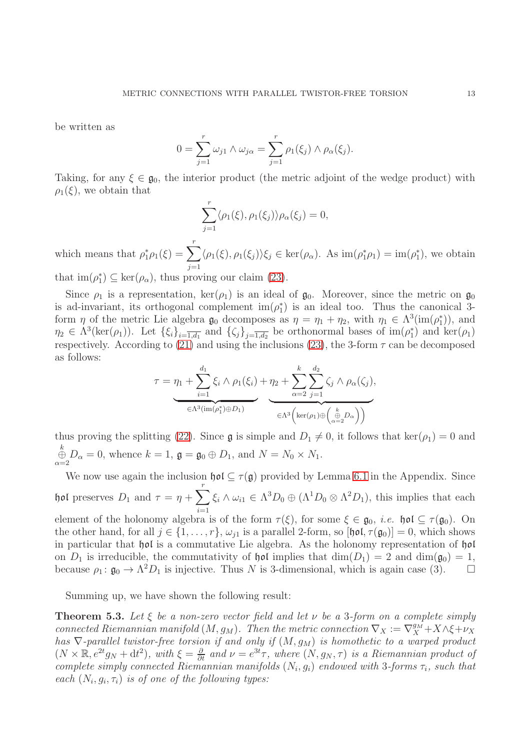be written as

$$0=\sum_{j=1}^{r}\omega_{j1}\wedge\omega_{j\alpha}=\sum_{j=1}^{r}\rho_1(\xi_j)\wedge\rho_\alpha(\xi_j).$$

Taking, for any $\xi\in\mathfrak{g}_0$, the interior product (the metric adjoint of the wedge product) with $\rho_1(\xi)$, we obtain that

$$\sum_{j=1}^{r}\langle\rho_1(\xi),\rho_1(\xi_j)\rangle\rho_\alpha(\xi_j)=0,$$

which means that $\rho_1^*\rho_1(\xi)=\sum_{j=1}^{r}\langle\rho_1(\xi),\rho_1(\xi_j)\rangle\xi_j\in\ker(\rho_\alpha)$. As $\mathrm{im}(\rho_1^*\rho_1)=\mathrm{im}(\rho_1^*)$, we obtain that $\mathrm{im}(\rho_1^*)\subseteq\ker(\rho_\alpha)$, thus proving our claim (23).

Since $\rho_1$ is a representation, $\ker(\rho_1)$ is an ideal of $\mathfrak{g}_0$. Moreover, since the metric on $\mathfrak{g}_0$ is ad-invariant, its orthogonal complement $\mathrm{im}(\rho_1^*)$ is an ideal too. Thus the canonical 3-form $\eta$ of the metric Lie algebra $\mathfrak{g}_0$ decomposes as $\eta=\eta_1+\eta_2$, with $\eta_1\in\Lambda^3(\mathrm{im}(\rho_1^*))$, and $\eta_2\in\Lambda^3(\ker(\rho_1))$. Let $\{\xi_i\}_{i=\overline{1,d_1}}$ and $\{\zeta_j\}_{j=\overline{1,d_2}}$ be orthonormal bases of $\mathrm{im}(\rho_1^*)$ and $\ker(\rho_1)$ respectively. According to (21) and using the inclusions (23), the 3-form $\tau$ can be decomposed as follows:

$$\tau=\underbrace{\eta_1+\sum_{i=1}^{d_1}\xi_i\wedge\rho_1(\xi_i)}_{\in\Lambda^3(\mathrm{im}(\rho_1^*)\oplus D_1)}+\underbrace{\eta_2+\sum_{\alpha=2}^{k}\sum_{j=1}^{d_2}\zeta_j\wedge\rho_\alpha(\zeta_j)}_{\in\Lambda^3\left(\ker(\rho_1)\oplus\left(\overset{k}{\underset{\alpha=2}{\oplus}}D_\alpha\right)\right)},$$

thus proving the splitting (22). Since $\mathfrak{g}$ is simple and $D_1\neq0$, it follows that $\ker(\rho_1)=0$ and $\overset{k}{\underset{\alpha=2}{\oplus}}D_\alpha=0$, whence $k=1$, $\mathfrak{g}=\mathfrak{g}_0\oplus D_1$, and $N=N_0\times N_1$.

We now use again the inclusion $\mathfrak{hol}\subseteq\tau(\mathfrak{g})$ provided by Lemma 6.1 in the Appendix. Since $\mathfrak{hol}$ preserves $D_1$ and $\tau=\eta+\sum_{i=1}^{r}\xi_i\wedge\omega_{i1}\in\Lambda^3D_0\oplus(\Lambda^1D_0\otimes\Lambda^2D_1)$, this implies that each element of the holonomy algebra is of the form $\tau(\xi)$, for some $\xi\in\mathfrak{g}_0$, *i.e.* $\mathfrak{hol}\subseteq\tau(\mathfrak{g}_0)$. On the other hand, for all $j\in\{1,\ldots,r\}$, $\omega_{j1}$ is a parallel 2-form, so $[\mathfrak{hol},\tau(\mathfrak{g}_0)]=0$, which shows in particular that $\mathfrak{hol}$ is a commutative Lie algebra. As the holonomy representation of $\mathfrak{hol}$ on $D_1$ is irreducible, the commutativity of $\mathfrak{hol}$ implies that $\dim(D_1)=2$ and $\dim(\mathfrak{g}_0)=1$, because $\rho_1\colon\mathfrak{g}_0\to\Lambda^2D_1$ is injective. Thus $N$ is 3-dimensional, which is again case (3). $\square$

Summing up, we have shown the following result:

**Theorem 5.3.** *Let $\xi$ be a non-zero vector field and let $\nu$ be a 3-form on a complete simply connected Riemannian manifold $(M,g_M)$. Then the metric connection $\nabla_X:=\nabla^{g_M}_X+X\wedge\xi+\nu_X$ has $\nabla$-parallel twistor-free torsion if and only if $(M,g_M)$ is homothetic to a warped product $(N\times\mathbb{R},e^{2t}g_N+\mathrm{d}t^2)$, with $\xi=\frac{\partial}{\partial t}$ and $\nu=e^{3t}\tau$, where $(N,g_N,\tau)$ is a Riemannian product of complete simply connected Riemannian manifolds $(N_i,g_i)$ endowed with 3-forms $\tau_i$, such that each $(N_i,g_i,\tau_i)$ is of one of the following types:*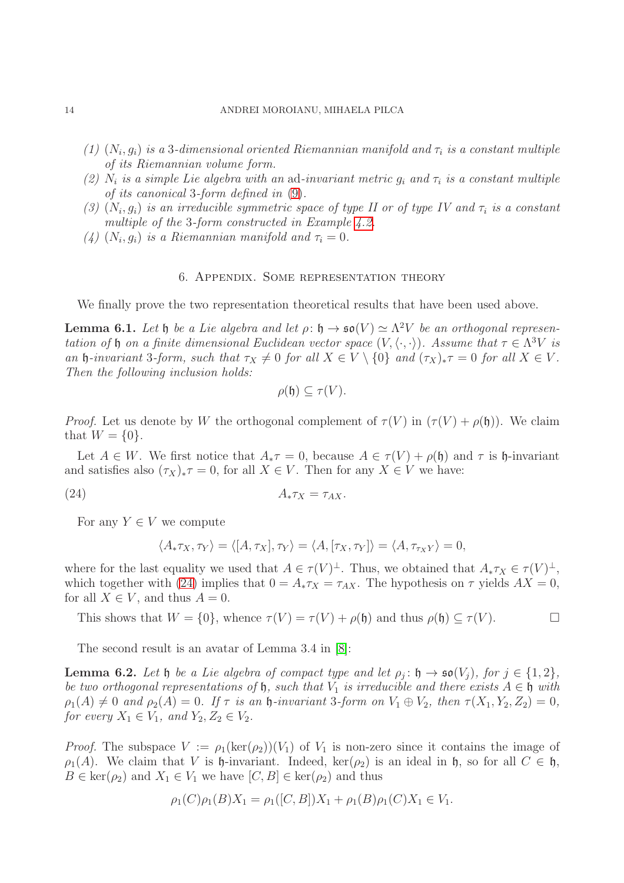(1) $(N_i, g_i)$ is a 3-dimensional oriented Riemannian manifold and $\tau_i$ is a constant multiple of its Riemannian volume form.

(2) $N_i$ is a simple Lie algebra with an ad-invariant metric $g_i$ and $\tau_i$ is a constant multiple of its canonical 3-form defined in (9).

(3) $(N_i, g_i)$ is an irreducible symmetric space of type II or of type IV and $\tau_i$ is a constant multiple of the 3-form constructed in Example 4.2.

(4) $(N_i, g_i)$ is a Riemannian manifold and $\tau_i = 0$.

## 6. Appendix. Some representation theory

We finally prove the two representation theoretical results that have been used above.

**Lemma 6.1.** *Let $\mathfrak{h}$ be a Lie algebra and let $\rho\colon \mathfrak{h} \to \mathfrak{so}(V) \simeq \Lambda^2 V$ be an orthogonal representation of $\mathfrak{h}$ on a finite dimensional Euclidean vector space $(V, \langle\cdot,\cdot\rangle)$. Assume that $\tau \in \Lambda^3 V$ is an $\mathfrak{h}$-invariant 3-form, such that $\tau_X \neq 0$ for all $X \in V \setminus \{0\}$ and $(\tau_X)_* \tau = 0$ for all $X \in V$. Then the following inclusion holds:*

$$\rho(\mathfrak{h}) \subseteq \tau(V).$$

*Proof.* Let us denote by $W$ the orthogonal complement of $\tau(V)$ in $(\tau(V) + \rho(\mathfrak{h}))$. We claim that $W = \{0\}$.

Let $A \in W$. We first notice that $A_* \tau = 0$, because $A \in \tau(V) + \rho(\mathfrak{h})$ and $\tau$ is $\mathfrak{h}$-invariant and satisfies also $(\tau_X)_* \tau = 0$, for all $X \in V$. Then for any $X \in V$ we have:

$$A_* \tau_X = \tau_{AX}. \tag{24}$$

For any $Y \in V$ we compute

$$\langle A_* \tau_X, \tau_Y \rangle = \langle [A, \tau_X], \tau_Y \rangle = \langle A, [\tau_X, \tau_Y] \rangle = \langle A, \tau_{\tau_X Y} \rangle = 0,$$

where for the last equality we used that $A \in \tau(V)^\perp$. Thus, we obtained that $A_* \tau_X \in \tau(V)^\perp$, which together with (24) implies that $0 = A_* \tau_X = \tau_{AX}$. The hypothesis on $\tau$ yields $AX = 0$, for all $X \in V$, and thus $A = 0$.

This shows that $W = \{0\}$, whence $\tau(V) = \tau(V) + \rho(\mathfrak{h})$ and thus $\rho(\mathfrak{h}) \subseteq \tau(V)$. $\square$

The second result is an avatar of Lemma 3.4 in [8]:

**Lemma 6.2.** *Let $\mathfrak{h}$ be a Lie algebra of compact type and let $\rho_j\colon \mathfrak{h} \to \mathfrak{so}(V_j)$, for $j \in \{1, 2\}$, be two orthogonal representations of $\mathfrak{h}$, such that $V_1$ is irreducible and there exists $A \in \mathfrak{h}$ with $\rho_1(A) \neq 0$ and $\rho_2(A) = 0$. If $\tau$ is an $\mathfrak{h}$-invariant 3-form on $V_1 \oplus V_2$, then $\tau(X_1, Y_2, Z_2) = 0$, for every $X_1 \in V_1$, and $Y_2, Z_2 \in V_2$.*

*Proof.* The subspace $V := \rho_1(\ker(\rho_2))(V_1)$ of $V_1$ is non-zero since it contains the image of $\rho_1(A)$. We claim that $V$ is $\mathfrak{h}$-invariant. Indeed, $\ker(\rho_2)$ is an ideal in $\mathfrak{h}$, so for all $C \in \mathfrak{h}$, $B \in \ker(\rho_2)$ and $X_1 \in V_1$ we have $[C, B] \in \ker(\rho_2)$ and thus

$$\rho_1(C)\rho_1(B)X_1 = \rho_1([C, B])X_1 + \rho_1(B)\rho_1(C)X_1 \in V_1.$$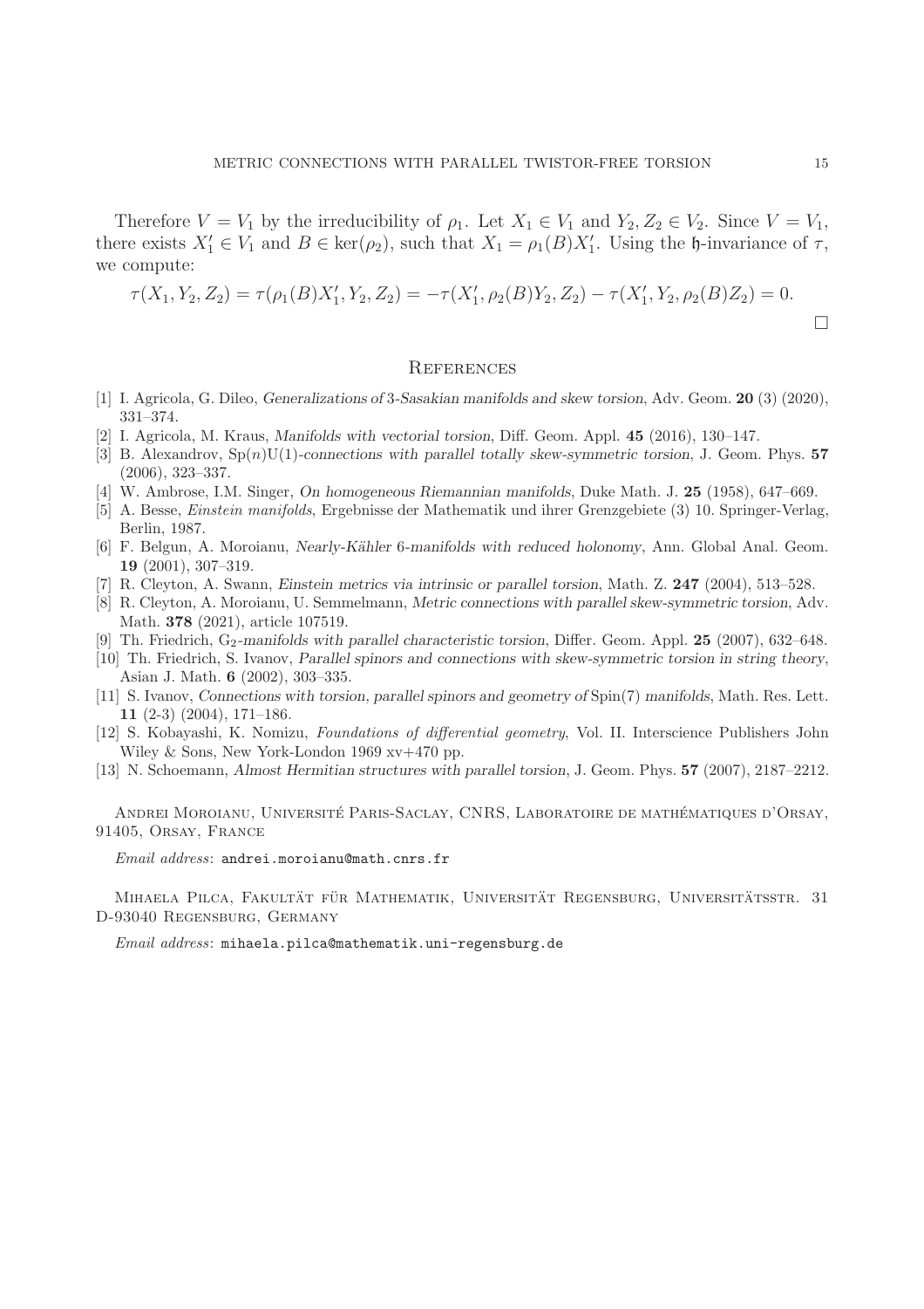Therefore $V = V_1$ by the irreducibility of $\rho_1$. Let $X_1 \in V_1$ and $Y_2, Z_2 \in V_2$. Since $V = V_1$, there exists $X_1' \in V_1$ and $B \in \ker(\rho_2)$, such that $X_1 = \rho_1(B)X_1'$. Using the $\mathfrak{h}$-invariance of $\tau$, we compute:

$$\tau(X_1, Y_2, Z_2) = \tau(\rho_1(B)X_1', Y_2, Z_2) = -\tau(X_1', \rho_2(B)Y_2, Z_2) - \tau(X_1', Y_2, \rho_2(B)Z_2) = 0.$$

□

## References

[1] I. Agricola, G. Dileo, *Generalizations of 3-Sasakian manifolds and skew torsion*, Adv. Geom. **20** (3) (2020), 331–374.

[2] I. Agricola, M. Kraus, *Manifolds with vectorial torsion*, Diff. Geom. Appl. **45** (2016), 130–147.

[3] B. Alexandrov, $\mathrm{Sp}(n)\mathrm{U}(1)$*-connections with parallel totally skew-symmetric torsion*, J. Geom. Phys. **57** (2006), 323–337.

[4] W. Ambrose, I.M. Singer, *On homogeneous Riemannian manifolds*, Duke Math. J. **25** (1958), 647–669.

[5] A. Besse, *Einstein manifolds*, Ergebnisse der Mathematik und ihrer Grenzgebiete (3) 10. Springer-Verlag, Berlin, 1987.

[6] F. Belgun, A. Moroianu, *Nearly-Kähler 6-manifolds with reduced holonomy*, Ann. Global Anal. Geom. **19** (2001), 307–319.

[7] R. Cleyton, A. Swann, *Einstein metrics via intrinsic or parallel torsion*, Math. Z. **247** (2004), 513–528.

[8] R. Cleyton, A. Moroianu, U. Semmelmann, *Metric connections with parallel skew-symmetric torsion*, Adv. Math. **378** (2021), article 107519.

[9] Th. Friedrich, $\mathrm{G}_2$*-manifolds with parallel characteristic torsion*, Differ. Geom. Appl. **25** (2007), 632–648.

[10] Th. Friedrich, S. Ivanov, *Parallel spinors and connections with skew-symmetric torsion in string theory*, Asian J. Math. **6** (2002), 303–335.

[11] S. Ivanov, *Connections with torsion, parallel spinors and geometry of* $\mathrm{Spin}(7)$ *manifolds*, Math. Res. Lett. **11** (2-3) (2004), 171–186.

[12] S. Kobayashi, K. Nomizu, *Foundations of differential geometry*, Vol. II. Interscience Publishers John Wiley & Sons, New York-London 1969 xv+470 pp.

[13] N. Schoemann, *Almost Hermitian structures with parallel torsion*, J. Geom. Phys. **57** (2007), 2187–2212.

Andrei Moroianu, Université Paris-Saclay, CNRS, Laboratoire de mathématiques d'Orsay, 91405, Orsay, France

*Email address*: andrei.moroianu@math.cnrs.fr

Mihaela Pilca, Fakultät für Mathematik, Universität Regensburg, Universitätsstr. 31 D-93040 Regensburg, Germany

*Email address*: mihaela.pilca@mathematik.uni-regensburg.de